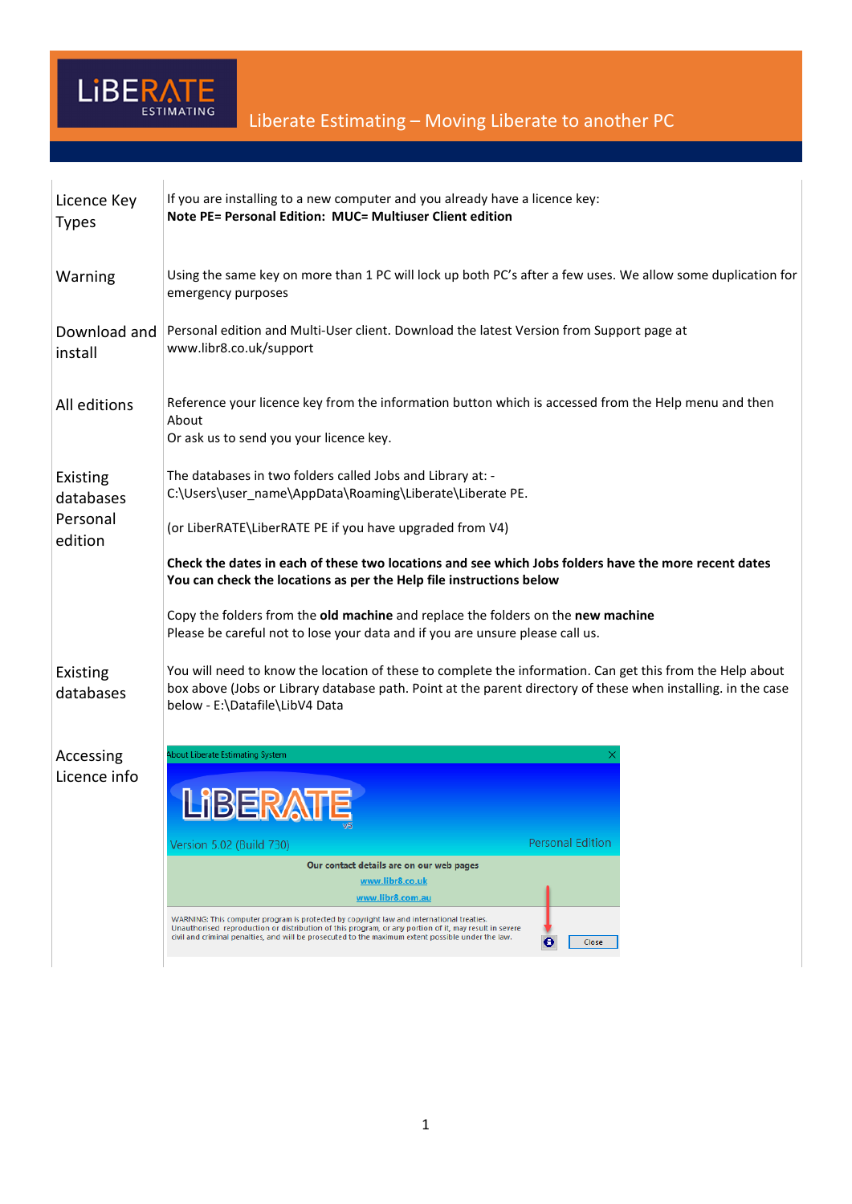# Liberate Estimating – Moving Liberate to another PC

| | |
|---|---|
| Licence Key Types | If you are installing to a new computer and you already have a licence key:<br>**Note PE= Personal Edition: MUC= Multiuser Client edition** |
| Warning | Using the same key on more than 1 PC will lock up both PC's after a few uses. We allow some duplication for emergency purposes |
| Download and install | Personal edition and Multi-User client. Download the latest Version from Support page at www.libr8.co.uk/support |
| All editions | Reference your licence key from the information button which is accessed from the Help menu and then About<br>Or ask us to send you your licence key. |
| Existing databases Personal edition | The databases in two folders called Jobs and Library at: - C:\Users\user_name\AppData\Roaming\Liberate\Liberate PE.<br><br>(or LiberRATE\LiberRATE PE if you have upgraded from V4)<br><br>**Check the dates in each of these two locations and see which Jobs folders have the more recent dates**<br>**You can check the locations as per the Help file instructions below**<br><br>Copy the folders from the **old machine** and replace the folders on the **new machine**<br>Please be careful not to lose your data and if you are unsure please call us. |
| Existing databases | You will need to know the location of these to complete the information. Can get this from the Help about box above (Jobs or Library database path. Point at the parent directory of these when installing. in the case below - E:\Datafile\LibV4 Data |
| Accessing Licence info | About Liberate Estimating System<br>LiBERATE V5<br>Version 5.02 (Build 730) Personal Edition<br>Our contact details are on our web pages<br>www.libr8.co.uk<br>www.libr8.com.au<br>WARNING: This computer program is protected by copyright law and international treaties. Unauthorised reproduction or distribution of this program, or any portion of it, may result in severe civil and criminal penalties, and will be prosecuted to the maximum extent possible under the law.<br>Close |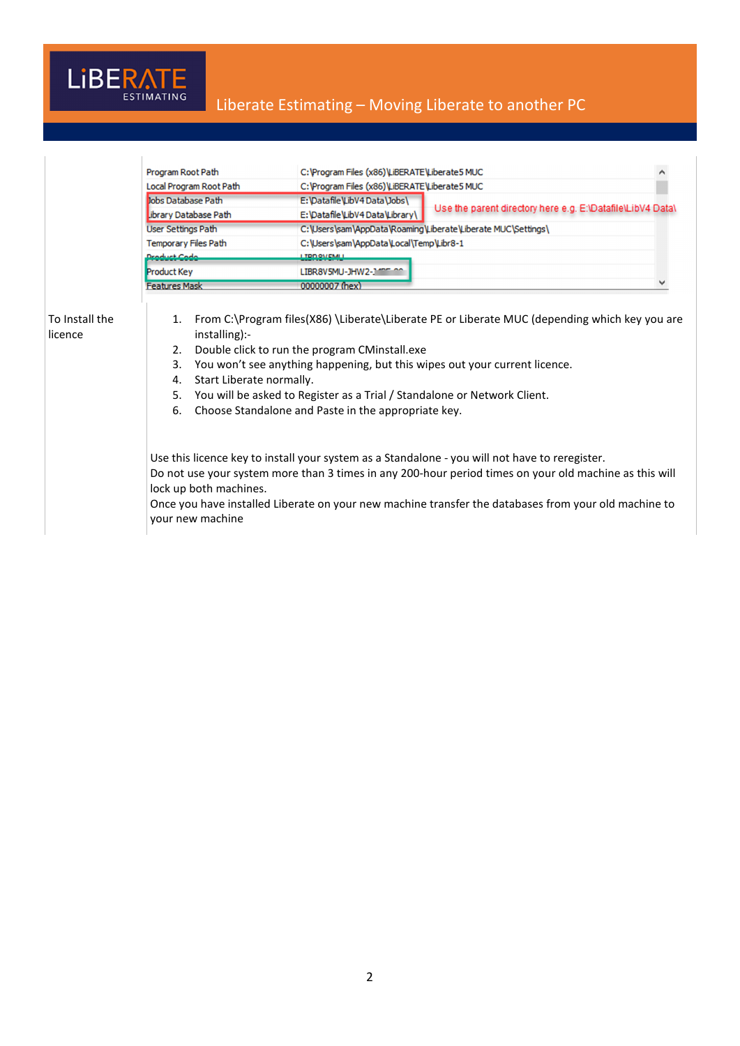| | |
|---|---|
| Program Root Path | C:\Program Files (x86)\LIBERATE\Liberate5 MUC |
| Local Program Root Path | C:\Program Files (x86)\LIBERATE\Liberate5 MUC |
| Jobs Database Path | E:\Datafile\LibV4 Data\Jobs\ |
| Library Database Path | E:\Datafile\LibV4 Data\Library\ |
| User Settings Path | C:\Users\sam\AppData\Roaming\Liberate\Liberate MUC\Settings\ |
| Temporary Files Path | C:\Users\sam\AppData\Local\Temp\Libr8-1 |
| ~~Product Code~~ | ~~LIBR8V5MU~~ |
| Product Key | LIBR8V5MU-JHW2-... |
| Features Mask | 00000007 (hex) |

Use the parent directory here e.g. E:\Datafile\LibV4 Data\

**To Install the licence**

1. From C:\Program files(X86) \Liberate\Liberate PE or Liberate MUC (depending which key you are installing):-
2. Double click to run the program CMinstall.exe
3. You won't see anything happening, but this wipes out your current licence.
4. Start Liberate normally.
5. You will be asked to Register as a Trial / Standalone or Network Client.
6. Choose Standalone and Paste in the appropriate key.

Use this licence key to install your system as a Standalone - you will not have to reregister.
Do not use your system more than 3 times in any 200-hour period times on your old machine as this will lock up both machines.
Once you have installed Liberate on your new machine transfer the databases from your old machine to your new machine